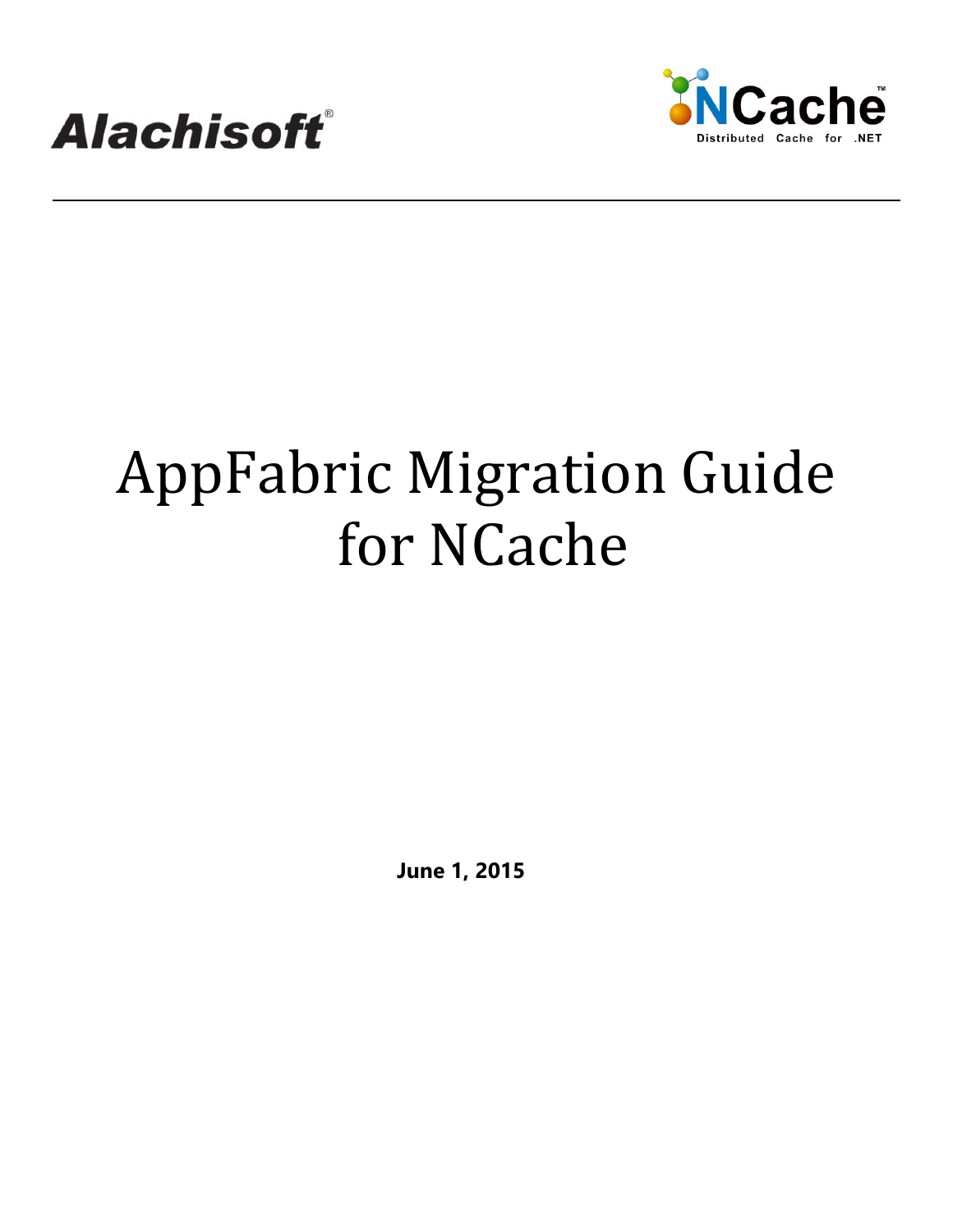Alachisoft®

NCache™
Distributed Cache for .NET

# AppFabric Migration Guide for NCache

**June 1, 2015**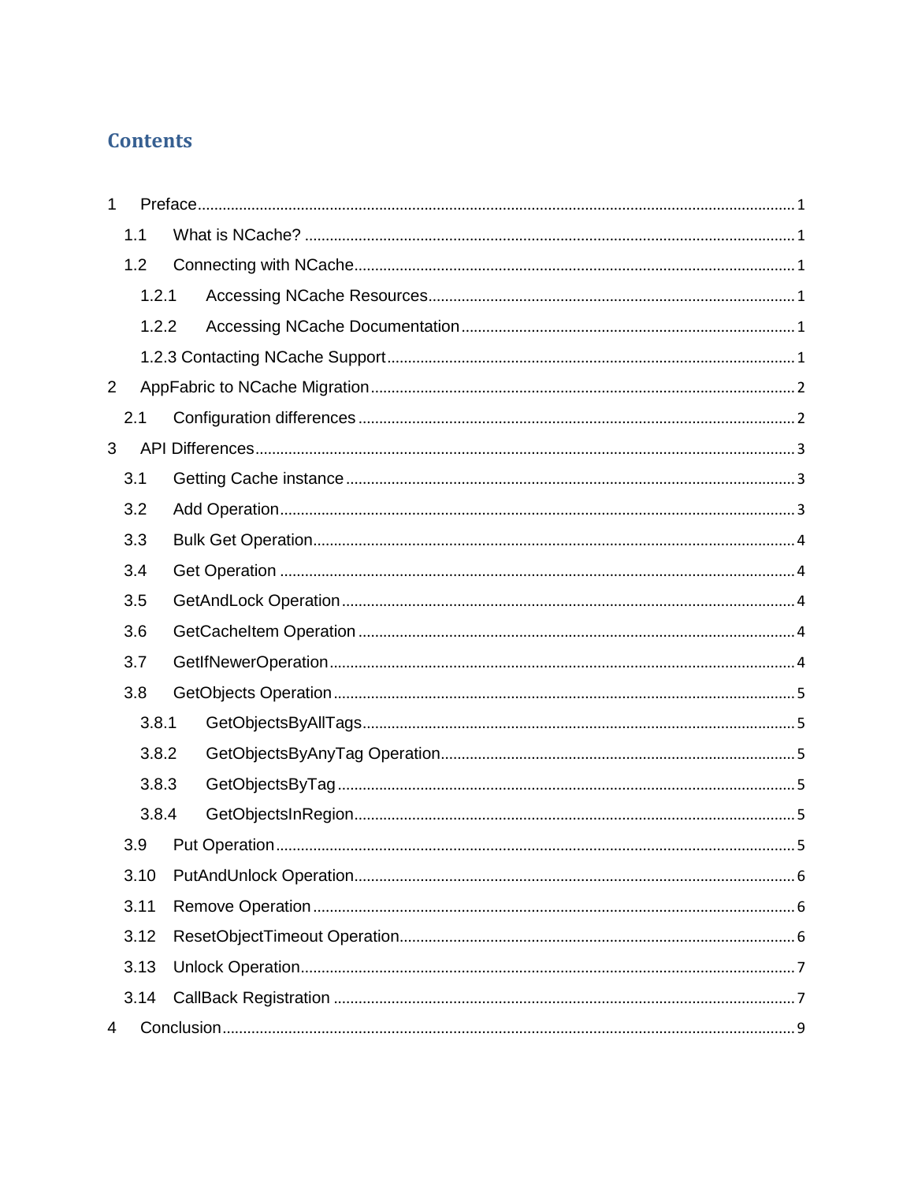# Contents

- 1 Preface ... 1
  - 1.1 What is NCache? ... 1
  - 1.2 Connecting with NCache ... 1
    - 1.2.1 Accessing NCache Resources ... 1
    - 1.2.2 Accessing NCache Documentation ... 1
    - 1.2.3 Contacting NCache Support ... 1
- 2 AppFabric to NCache Migration ... 2
  - 2.1 Configuration differences ... 2
- 3 API Differences ... 3
  - 3.1 Getting Cache instance ... 3
  - 3.2 Add Operation ... 3
  - 3.3 Bulk Get Operation ... 4
  - 3.4 Get Operation ... 4
  - 3.5 GetAndLock Operation ... 4
  - 3.6 GetCacheItem Operation ... 4
  - 3.7 GetIfNewerOperation ... 4
  - 3.8 GetObjects Operation ... 5
    - 3.8.1 GetObjectsByAllTags ... 5
    - 3.8.2 GetObjectsByAnyTag Operation ... 5
    - 3.8.3 GetObjectsByTag ... 5
    - 3.8.4 GetObjectsInRegion ... 5
  - 3.9 Put Operation ... 5
  - 3.10 PutAndUnlock Operation ... 6
  - 3.11 Remove Operation ... 6
  - 3.12 ResetObjectTimeout Operation ... 6
  - 3.13 Unlock Operation ... 7
  - 3.14 CallBack Registration ... 7
- 4 Conclusion ... 9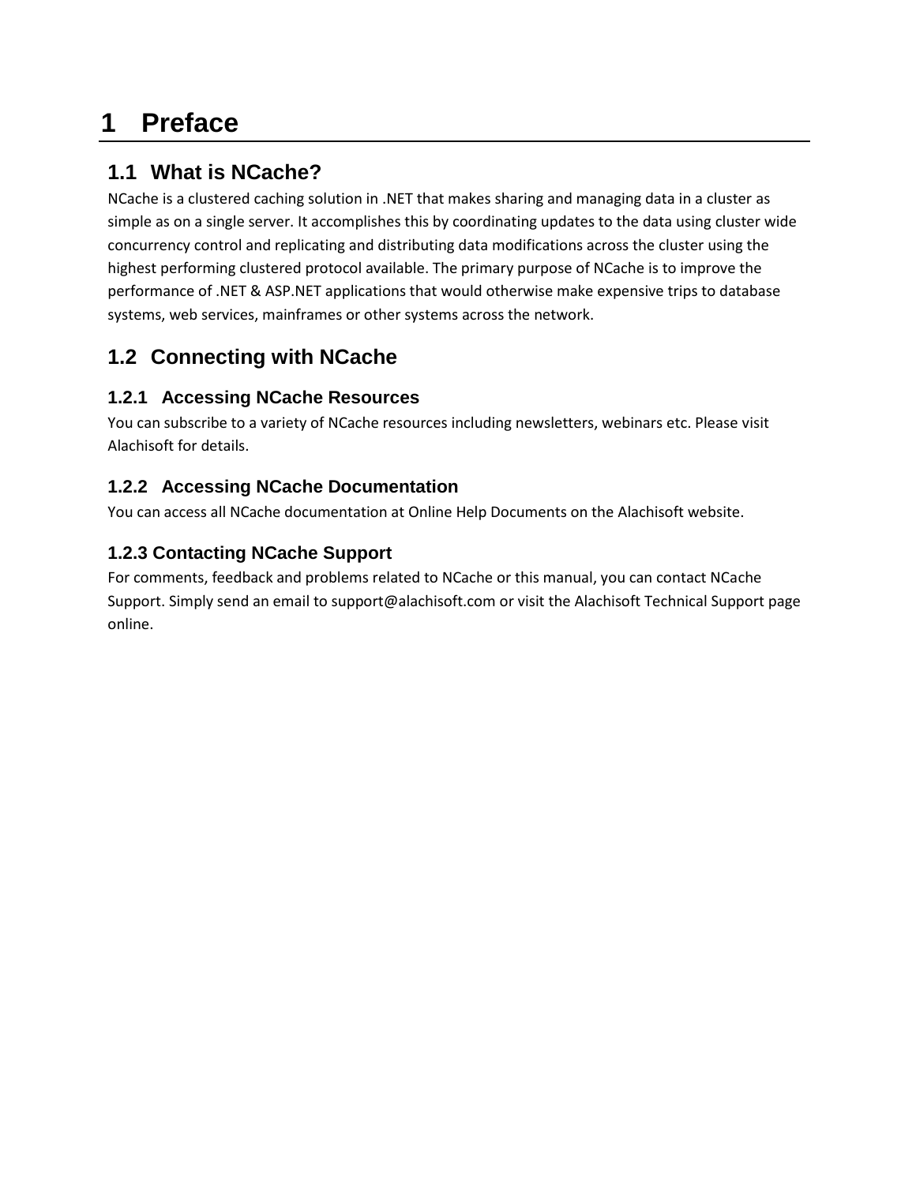# 1 Preface

## 1.1 What is NCache?

NCache is a clustered caching solution in .NET that makes sharing and managing data in a cluster as simple as on a single server. It accomplishes this by coordinating updates to the data using cluster wide concurrency control and replicating and distributing data modifications across the cluster using the highest performing clustered protocol available. The primary purpose of NCache is to improve the performance of .NET & ASP.NET applications that would otherwise make expensive trips to database systems, web services, mainframes or other systems across the network.

## 1.2 Connecting with NCache

### 1.2.1 Accessing NCache Resources

You can subscribe to a variety of NCache resources including newsletters, webinars etc. Please visit Alachisoft for details.

### 1.2.2 Accessing NCache Documentation

You can access all NCache documentation at Online Help Documents on the Alachisoft website.

### 1.2.3 Contacting NCache Support

For comments, feedback and problems related to NCache or this manual, you can contact NCache Support. Simply send an email to support@alachisoft.com or visit the Alachisoft Technical Support page online.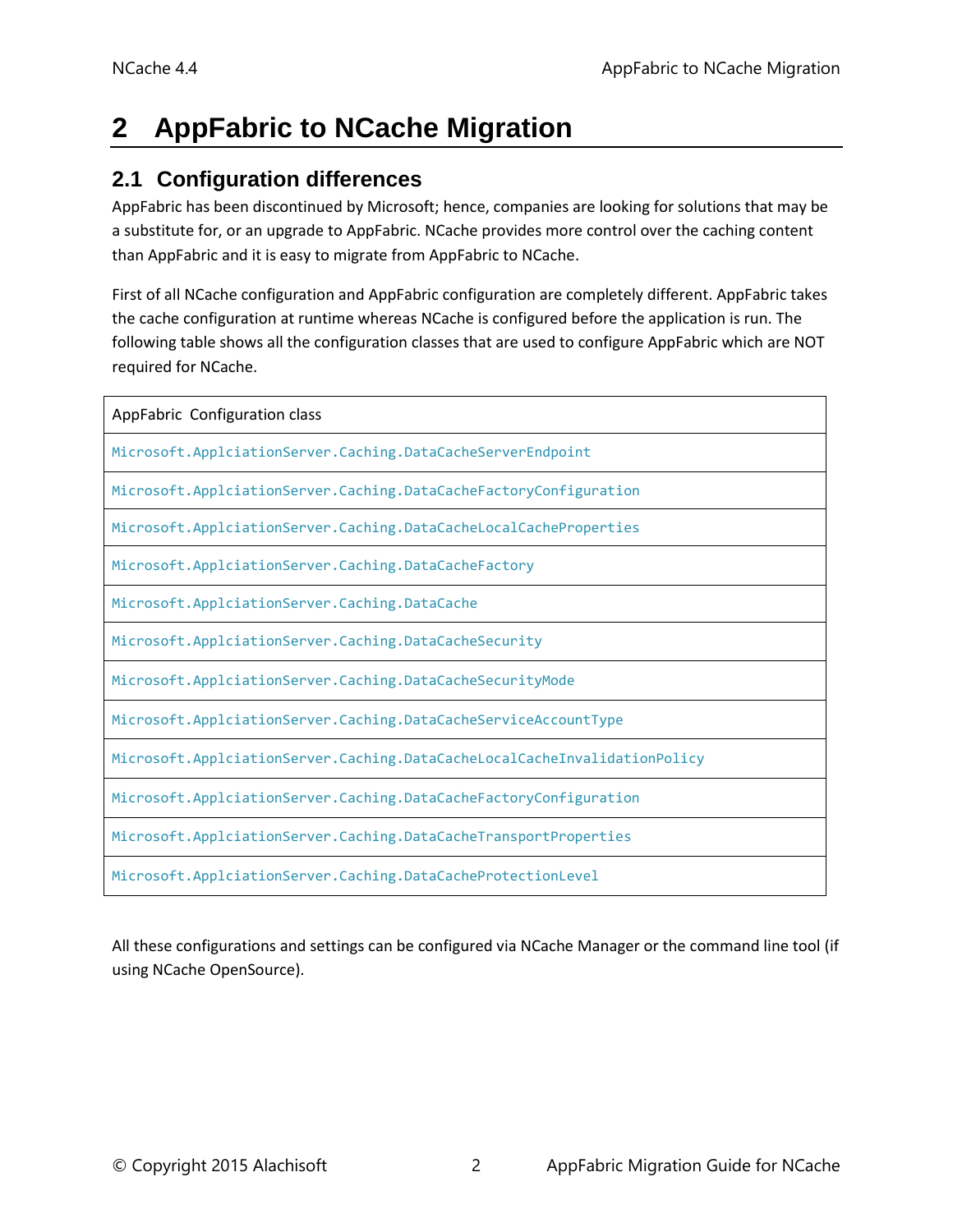# 2 AppFabric to NCache Migration

## 2.1 Configuration differences

AppFabric has been discontinued by Microsoft; hence, companies are looking for solutions that may be a substitute for, or an upgrade to AppFabric. NCache provides more control over the caching content than AppFabric and it is easy to migrate from AppFabric to NCache.

First of all NCache configuration and AppFabric configuration are completely different. AppFabric takes the cache configuration at runtime whereas NCache is configured before the application is run. The following table shows all the configuration classes that are used to configure AppFabric which are NOT required for NCache.

| AppFabric Configuration class |
|---|
| `Microsoft.ApplciationServer.Caching.DataCacheServerEndpoint` |
| `Microsoft.ApplciationServer.Caching.DataCacheFactoryConfiguration` |
| `Microsoft.ApplciationServer.Caching.DataCacheLocalCacheProperties` |
| `Microsoft.ApplciationServer.Caching.DataCacheFactory` |
| `Microsoft.ApplciationServer.Caching.DataCache` |
| `Microsoft.ApplciationServer.Caching.DataCacheSecurity` |
| `Microsoft.ApplciationServer.Caching.DataCacheSecurityMode` |
| `Microsoft.ApplciationServer.Caching.DataCacheServiceAccountType` |
| `Microsoft.ApplciationServer.Caching.DataCacheLocalCacheInvalidationPolicy` |
| `Microsoft.ApplciationServer.Caching.DataCacheFactoryConfiguration` |
| `Microsoft.ApplciationServer.Caching.DataCacheTransportProperties` |
| `Microsoft.ApplciationServer.Caching.DataCacheProtectionLevel` |

All these configurations and settings can be configured via NCache Manager or the command line tool (if using NCache OpenSource).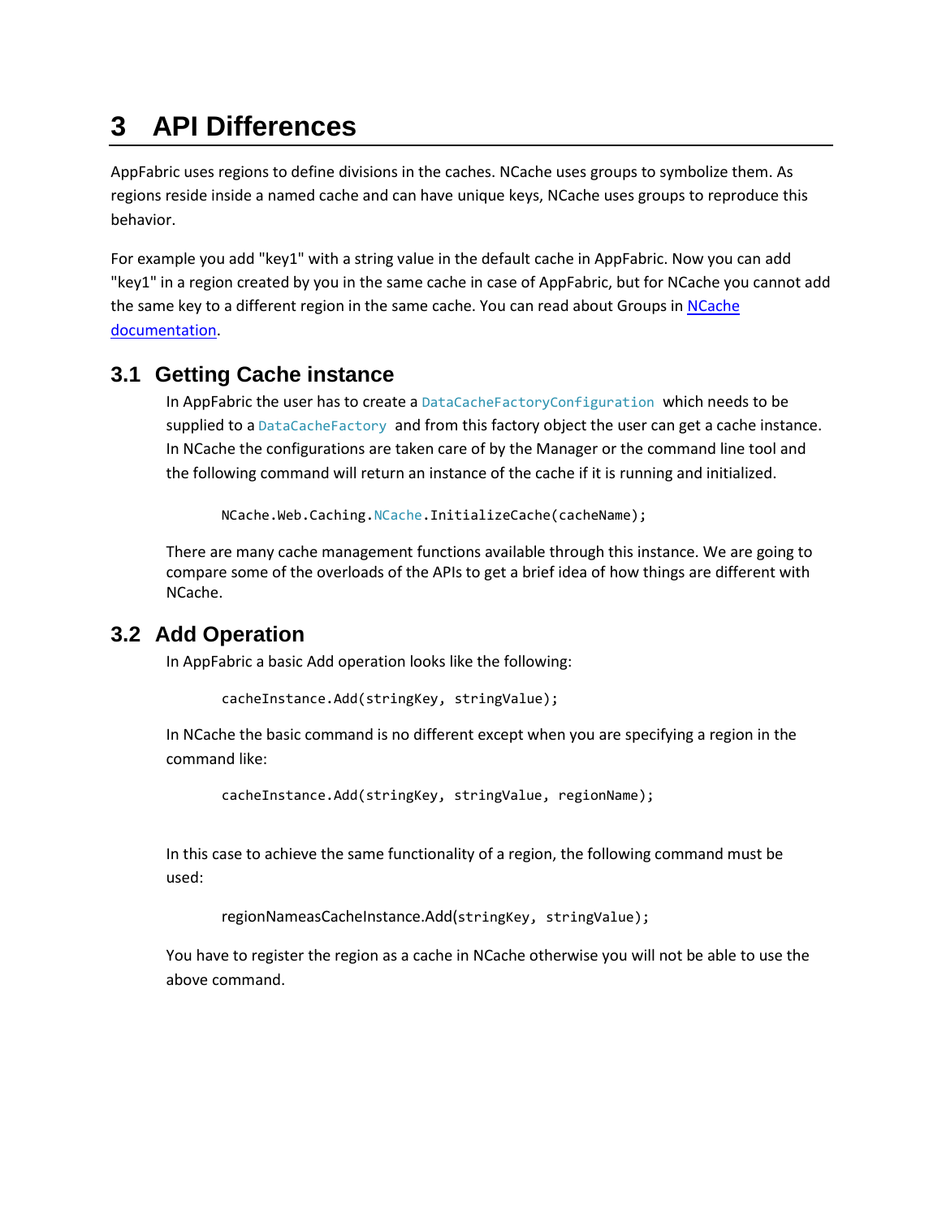# 3 API Differences

AppFabric uses regions to define divisions in the caches. NCache uses groups to symbolize them. As regions reside inside a named cache and can have unique keys, NCache uses groups to reproduce this behavior.

For example you add "key1" with a string value in the default cache in AppFabric. Now you can add "key1" in a region created by you in the same cache in case of AppFabric, but for NCache you cannot add the same key to a different region in the same cache. You can read about Groups in [NCache documentation](NCache documentation).

## 3.1 Getting Cache instance

In AppFabric the user has to create a `DataCacheFactoryConfiguration` which needs to be supplied to a `DataCacheFactory` and from this factory object the user can get a cache instance. In NCache the configurations are taken care of by the Manager or the command line tool and the following command will return an instance of the cache if it is running and initialized.

```
NCache.Web.Caching.NCache.InitializeCache(cacheName);
```

There are many cache management functions available through this instance. We are going to compare some of the overloads of the APIs to get a brief idea of how things are different with NCache.

## 3.2 Add Operation

In AppFabric a basic Add operation looks like the following:

```
cacheInstance.Add(stringKey, stringValue);
```

In NCache the basic command is no different except when you are specifying a region in the command like:

```
cacheInstance.Add(stringKey, stringValue, regionName);
```

In this case to achieve the same functionality of a region, the following command must be used:

```
regionNameasCacheInstance.Add(stringKey, stringValue);
```

You have to register the region as a cache in NCache otherwise you will not be able to use the above command.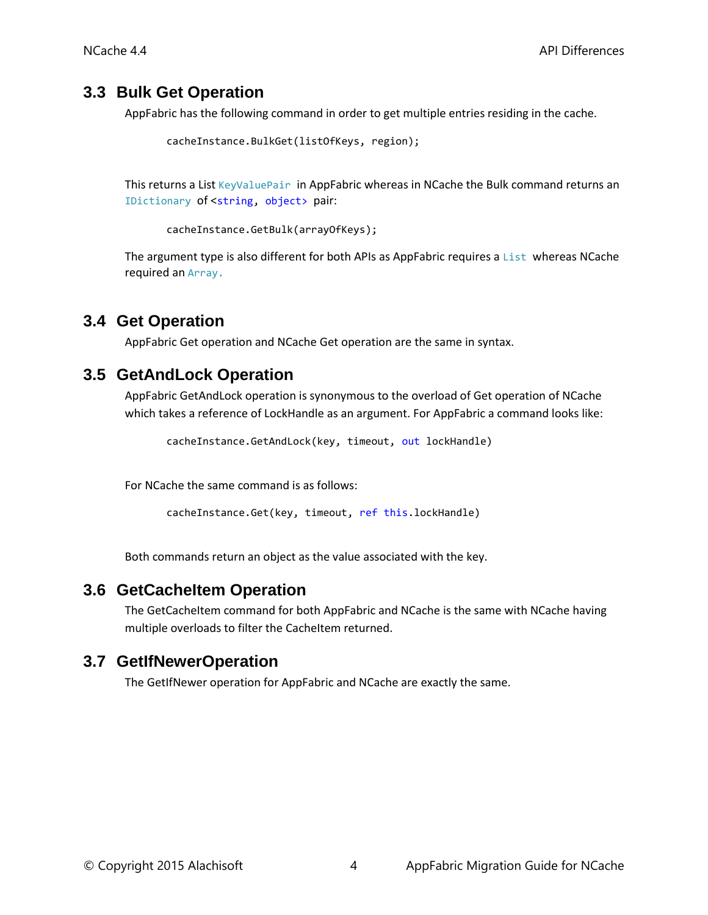## 3.3 Bulk Get Operation

AppFabric has the following command in order to get multiple entries residing in the cache.

```
cacheInstance.BulkGet(listOfKeys, region);
```

This returns a List `KeyValuePair` in AppFabric whereas in NCache the Bulk command returns an `IDictionary` of <`string, object>` pair:

```
cacheInstance.GetBulk(arrayOfKeys);
```

The argument type is also different for both APIs as AppFabric requires a `List` whereas NCache required an `Array.`

## 3.4 Get Operation

AppFabric Get operation and NCache Get operation are the same in syntax.

## 3.5 GetAndLock Operation

AppFabric GetAndLock operation is synonymous to the overload of Get operation of NCache which takes a reference of LockHandle as an argument. For AppFabric a command looks like:

```
cacheInstance.GetAndLock(key, timeout, out lockHandle)
```

For NCache the same command is as follows:

```
cacheInstance.Get(key, timeout, ref this.lockHandle)
```

Both commands return an object as the value associated with the key.

## 3.6 GetCacheItem Operation

The GetCacheItem command for both AppFabric and NCache is the same with NCache having multiple overloads to filter the CacheItem returned.

## 3.7 GetIfNewerOperation

The GetIfNewer operation for AppFabric and NCache are exactly the same.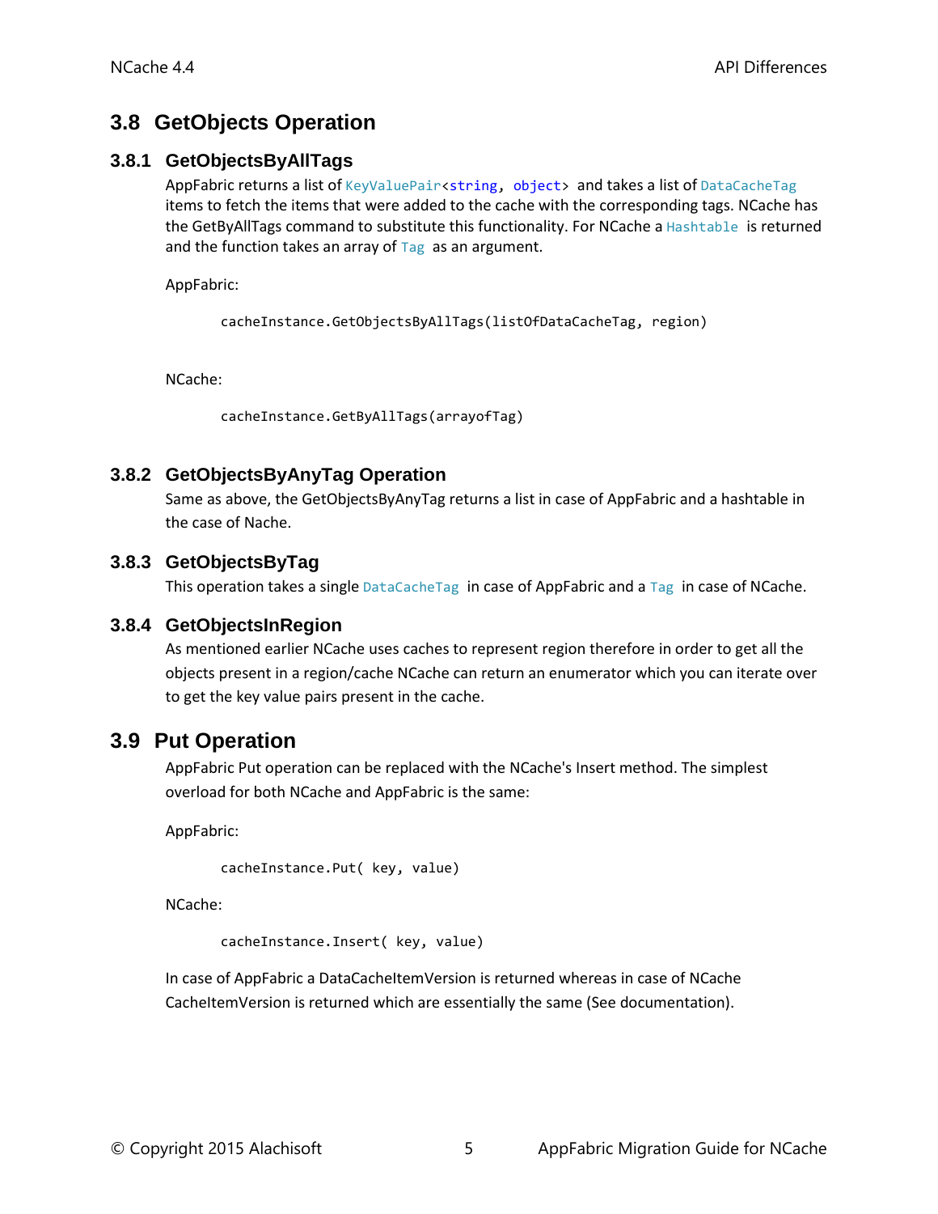## 3.8 GetObjects Operation

### 3.8.1 GetObjectsByAllTags

AppFabric returns a list of `KeyValuePair<string, object>` and takes a list of `DataCacheTag` items to fetch the items that were added to the cache with the corresponding tags. NCache has the GetByAllTags command to substitute this functionality. For NCache a `Hashtable` is returned and the function takes an array of `Tag` as an argument.

AppFabric:

```
cacheInstance.GetObjectsByAllTags(listOfDataCacheTag, region)
```

NCache:

```
cacheInstance.GetByAllTags(arrayofTag)
```

### 3.8.2 GetObjectsByAnyTag Operation

Same as above, the GetObjectsByAnyTag returns a list in case of AppFabric and a hashtable in the case of Nache.

### 3.8.3 GetObjectsByTag

This operation takes a single `DataCacheTag` in case of AppFabric and a `Tag` in case of NCache.

### 3.8.4 GetObjectsInRegion

As mentioned earlier NCache uses caches to represent region therefore in order to get all the objects present in a region/cache NCache can return an enumerator which you can iterate over to get the key value pairs present in the cache.

## 3.9 Put Operation

AppFabric Put operation can be replaced with the NCache's Insert method. The simplest overload for both NCache and AppFabric is the same:

AppFabric:

```
cacheInstance.Put( key, value)
```

NCache:

```
cacheInstance.Insert( key, value)
```

In case of AppFabric a DataCacheItemVersion is returned whereas in case of NCache CacheItemVersion is returned which are essentially the same (See documentation).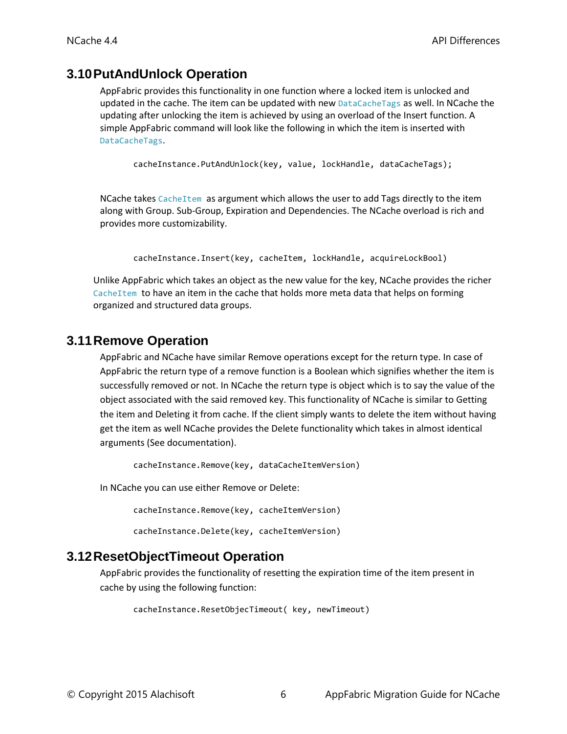## 3.10 PutAndUnlock Operation

AppFabric provides this functionality in one function where a locked item is unlocked and updated in the cache. The item can be updated with new `DataCacheTags` as well. In NCache the updating after unlocking the item is achieved by using an overload of the Insert function. A simple AppFabric command will look like the following in which the item is inserted with `DataCacheTags`.

```
cacheInstance.PutAndUnlock(key, value, lockHandle, dataCacheTags);
```

NCache takes `CacheItem` as argument which allows the user to add Tags directly to the item along with Group. Sub-Group, Expiration and Dependencies. The NCache overload is rich and provides more customizability.

```
cacheInstance.Insert(key, cacheItem, lockHandle, acquireLockBool)
```

Unlike AppFabric which takes an object as the new value for the key, NCache provides the richer `CacheItem` to have an item in the cache that holds more meta data that helps on forming organized and structured data groups.

## 3.11 Remove Operation

AppFabric and NCache have similar Remove operations except for the return type. In case of AppFabric the return type of a remove function is a Boolean which signifies whether the item is successfully removed or not. In NCache the return type is object which is to say the value of the object associated with the said removed key. This functionality of NCache is similar to Getting the item and Deleting it from cache. If the client simply wants to delete the item without having get the item as well NCache provides the Delete functionality which takes in almost identical arguments (See documentation).

```
cacheInstance.Remove(key, dataCacheItemVersion)
```

In NCache you can use either Remove or Delete:

```
cacheInstance.Remove(key, cacheItemVersion)

cacheInstance.Delete(key, cacheItemVersion)
```

## 3.12 ResetObjectTimeout Operation

AppFabric provides the functionality of resetting the expiration time of the item present in cache by using the following function:

```
cacheInstance.ResetObjecTimeout( key, newTimeout)
```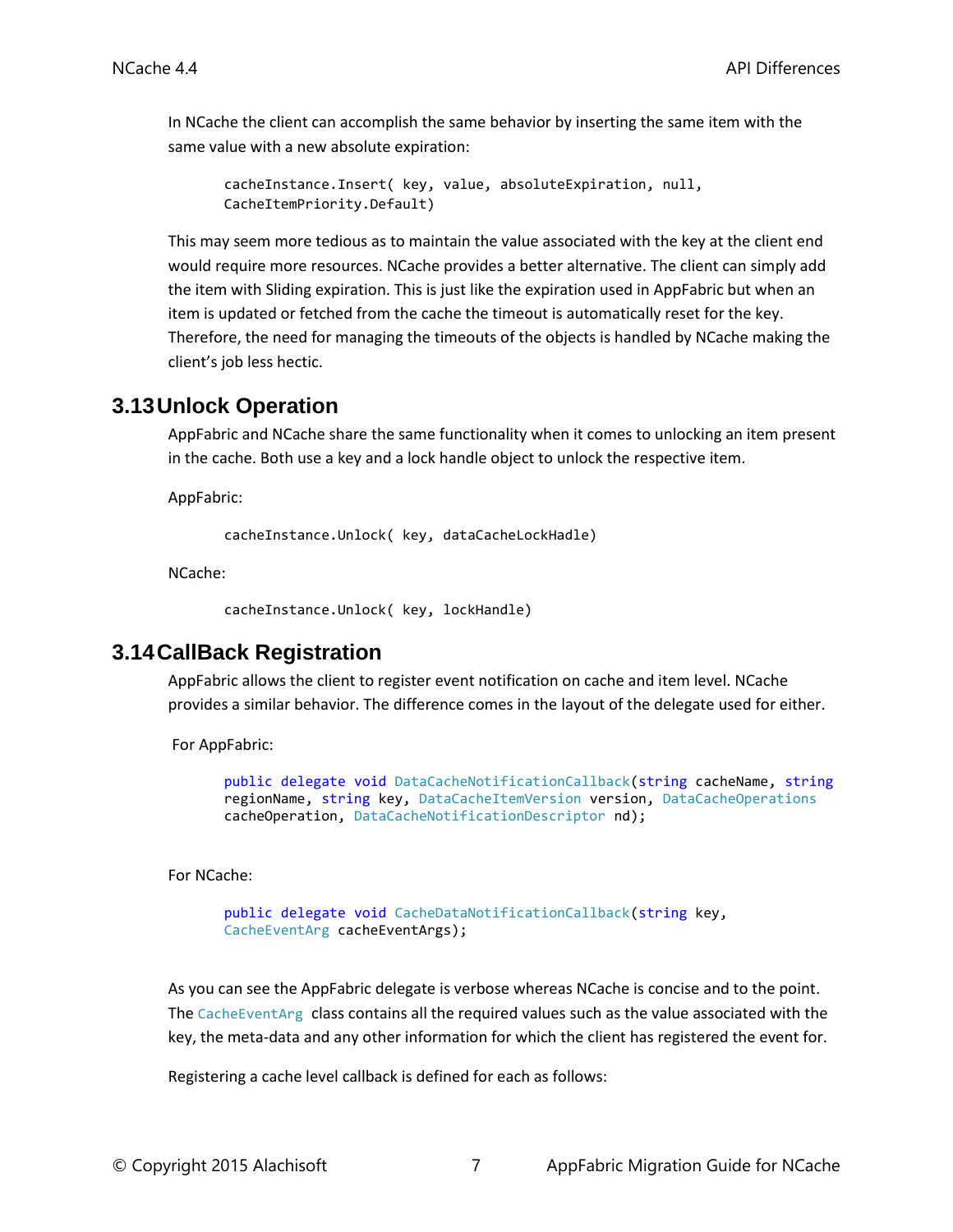In NCache the client can accomplish the same behavior by inserting the same item with the same value with a new absolute expiration:

```
cacheInstance.Insert( key, value, absoluteExpiration, null,
CacheItemPriority.Default)
```

This may seem more tedious as to maintain the value associated with the key at the client end would require more resources. NCache provides a better alternative. The client can simply add the item with Sliding expiration. This is just like the expiration used in AppFabric but when an item is updated or fetched from the cache the timeout is automatically reset for the key. Therefore, the need for managing the timeouts of the objects is handled by NCache making the client's job less hectic.

## 3.13 Unlock Operation

AppFabric and NCache share the same functionality when it comes to unlocking an item present in the cache. Both use a key and a lock handle object to unlock the respective item.

AppFabric:

```
cacheInstance.Unlock( key, dataCacheLockHadle)
```

NCache:

```
cacheInstance.Unlock( key, lockHandle)
```

## 3.14 CallBack Registration

AppFabric allows the client to register event notification on cache and item level. NCache provides a similar behavior. The difference comes in the layout of the delegate used for either.

For AppFabric:

```
public delegate void DataCacheNotificationCallback(string cacheName, string
regionName, string key, DataCacheItemVersion version, DataCacheOperations
cacheOperation, DataCacheNotificationDescriptor nd);
```

For NCache:

```
public delegate void CacheDataNotificationCallback(string key,
CacheEventArg cacheEventArgs);
```

As you can see the AppFabric delegate is verbose whereas NCache is concise and to the point. The `CacheEventArg` class contains all the required values such as the value associated with the key, the meta-data and any other information for which the client has registered the event for.

Registering a cache level callback is defined for each as follows: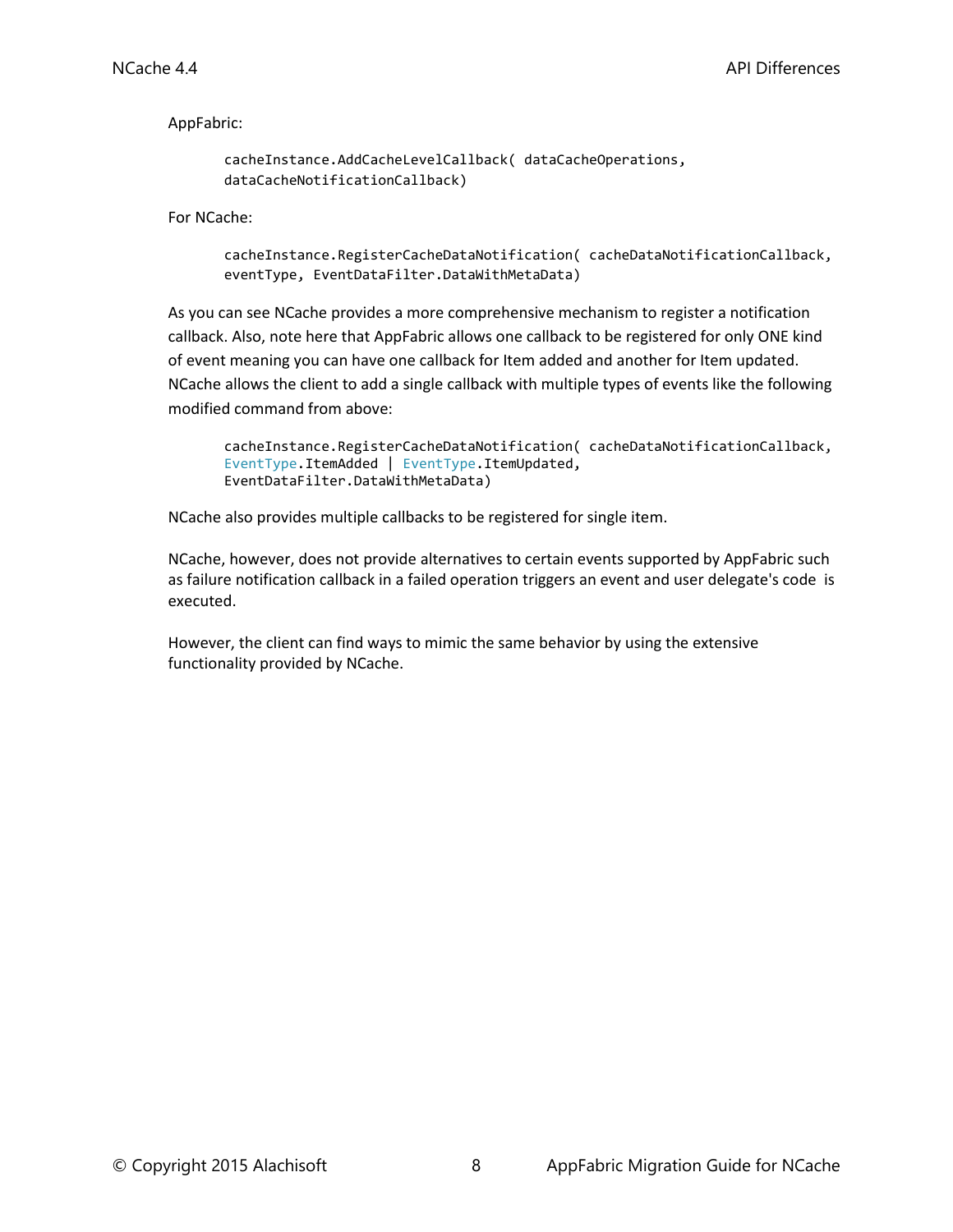AppFabric:

```
cacheInstance.AddCacheLevelCallback( dataCacheOperations,
dataCacheNotificationCallback)
```

For NCache:

```
cacheInstance.RegisterCacheDataNotification( cacheDataNotificationCallback,
eventType, EventDataFilter.DataWithMetaData)
```

As you can see NCache provides a more comprehensive mechanism to register a notification callback. Also, note here that AppFabric allows one callback to be registered for only ONE kind of event meaning you can have one callback for Item added and another for Item updated. NCache allows the client to add a single callback with multiple types of events like the following modified command from above:

```
cacheInstance.RegisterCacheDataNotification( cacheDataNotificationCallback,
EventType.ItemAdded | EventType.ItemUpdated,
EventDataFilter.DataWithMetaData)
```

NCache also provides multiple callbacks to be registered for single item.

NCache, however, does not provide alternatives to certain events supported by AppFabric such as failure notification callback in a failed operation triggers an event and user delegate's code is executed.

However, the client can find ways to mimic the same behavior by using the extensive functionality provided by NCache.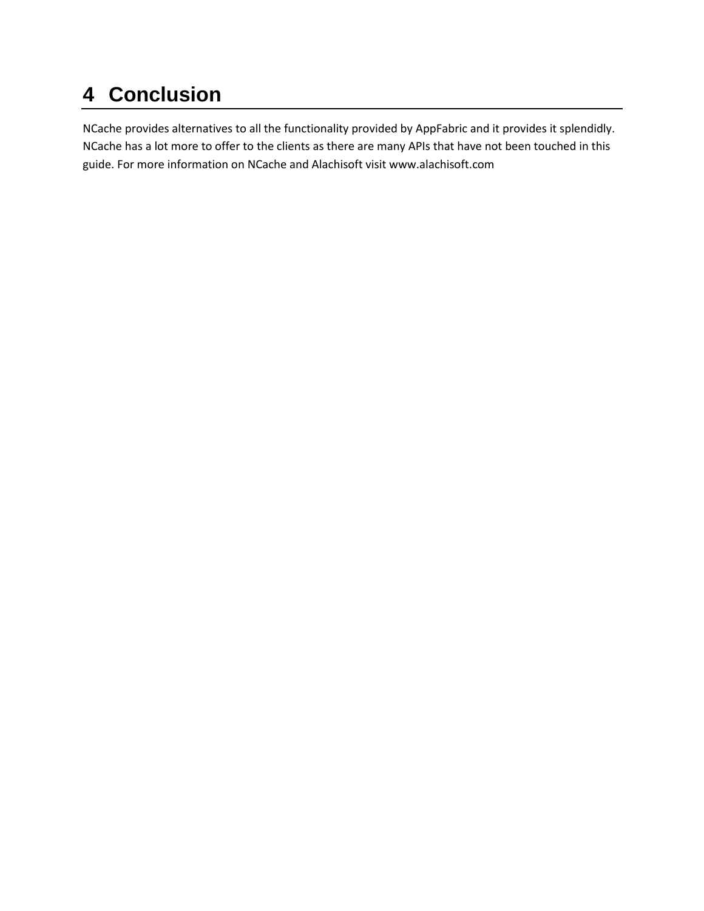# 4 Conclusion

NCache provides alternatives to all the functionality provided by AppFabric and it provides it splendidly. NCache has a lot more to offer to the clients as there are many APIs that have not been touched in this guide. For more information on NCache and Alachisoft visit www.alachisoft.com